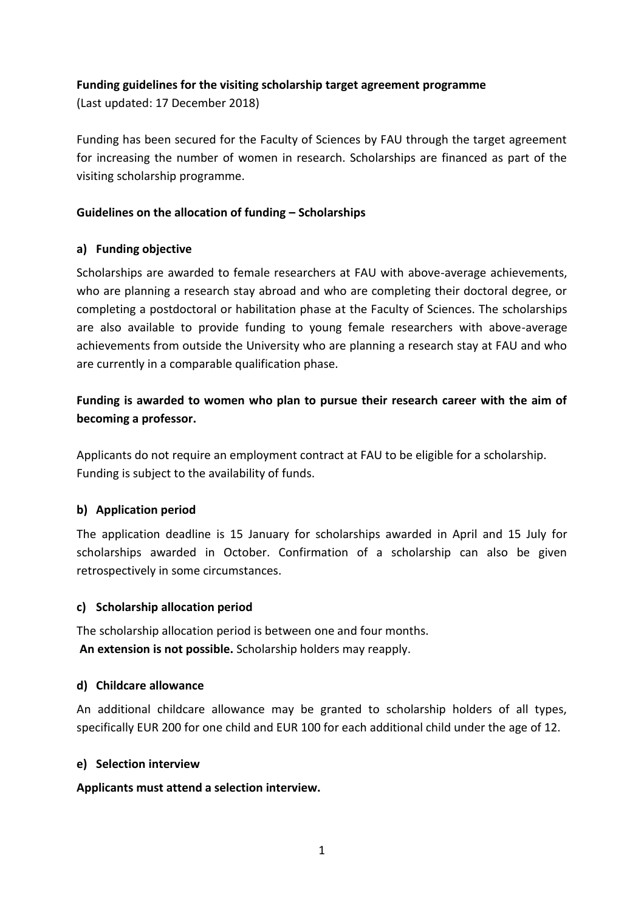**Funding guidelines for the visiting scholarship target agreement programme**
(Last updated: 17 December 2018)

Funding has been secured for the Faculty of Sciences by FAU through the target agreement for increasing the number of women in research. Scholarships are financed as part of the visiting scholarship programme.

## Guidelines on the allocation of funding – Scholarships

### a) Funding objective

Scholarships are awarded to female researchers at FAU with above-average achievements, who are planning a research stay abroad and who are completing their doctoral degree, or completing a postdoctoral or habilitation phase at the Faculty of Sciences. The scholarships are also available to provide funding to young female researchers with above-average achievements from outside the University who are planning a research stay at FAU and who are currently in a comparable qualification phase.

**Funding is awarded to women who plan to pursue their research career with the aim of becoming a professor.**

Applicants do not require an employment contract at FAU to be eligible for a scholarship.
Funding is subject to the availability of funds.

### b) Application period

The application deadline is 15 January for scholarships awarded in April and 15 July for scholarships awarded in October. Confirmation of a scholarship can also be given retrospectively in some circumstances.

### c) Scholarship allocation period

The scholarship allocation period is between one and four months.
**An extension is not possible.** Scholarship holders may reapply.

### d) Childcare allowance

An additional childcare allowance may be granted to scholarship holders of all types, specifically EUR 200 for one child and EUR 100 for each additional child under the age of 12.

### e) Selection interview

**Applicants must attend a selection interview.**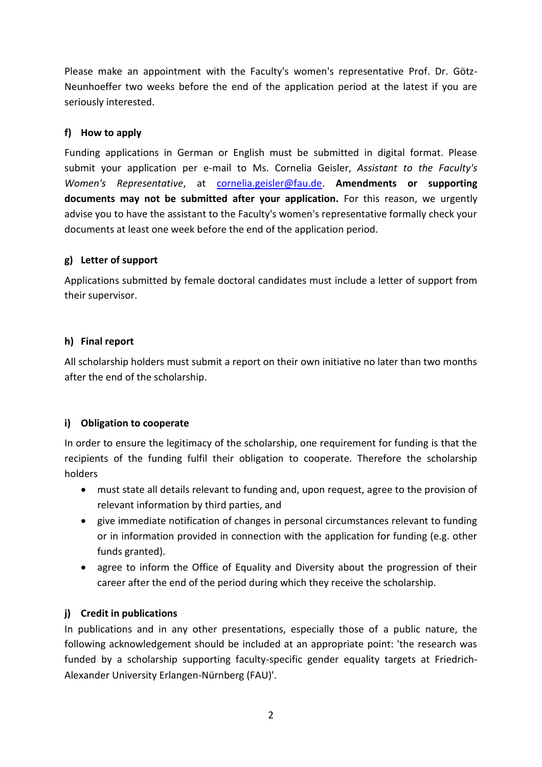Please make an appointment with the Faculty's women's representative Prof. Dr. Götz-Neunhoeffer two weeks before the end of the application period at the latest if you are seriously interested.

### f) How to apply

Funding applications in German or English must be submitted in digital format. Please submit your application per e-mail to Ms. Cornelia Geisler, *Assistant to the Faculty's Women's Representative*, at cornelia.geisler@fau.de. **Amendments or supporting documents may not be submitted after your application.** For this reason, we urgently advise you to have the assistant to the Faculty's women's representative formally check your documents at least one week before the end of the application period.

### g) Letter of support

Applications submitted by female doctoral candidates must include a letter of support from their supervisor.

### h) Final report

All scholarship holders must submit a report on their own initiative no later than two months after the end of the scholarship.

### i) Obligation to cooperate

In order to ensure the legitimacy of the scholarship, one requirement for funding is that the recipients of the funding fulfil their obligation to cooperate. Therefore the scholarship holders

- must state all details relevant to funding and, upon request, agree to the provision of relevant information by third parties, and
- give immediate notification of changes in personal circumstances relevant to funding or in information provided in connection with the application for funding (e.g. other funds granted).
- agree to inform the Office of Equality and Diversity about the progression of their career after the end of the period during which they receive the scholarship.

### j) Credit in publications

In publications and in any other presentations, especially those of a public nature, the following acknowledgement should be included at an appropriate point: 'the research was funded by a scholarship supporting faculty-specific gender equality targets at Friedrich-Alexander University Erlangen-Nürnberg (FAU)'.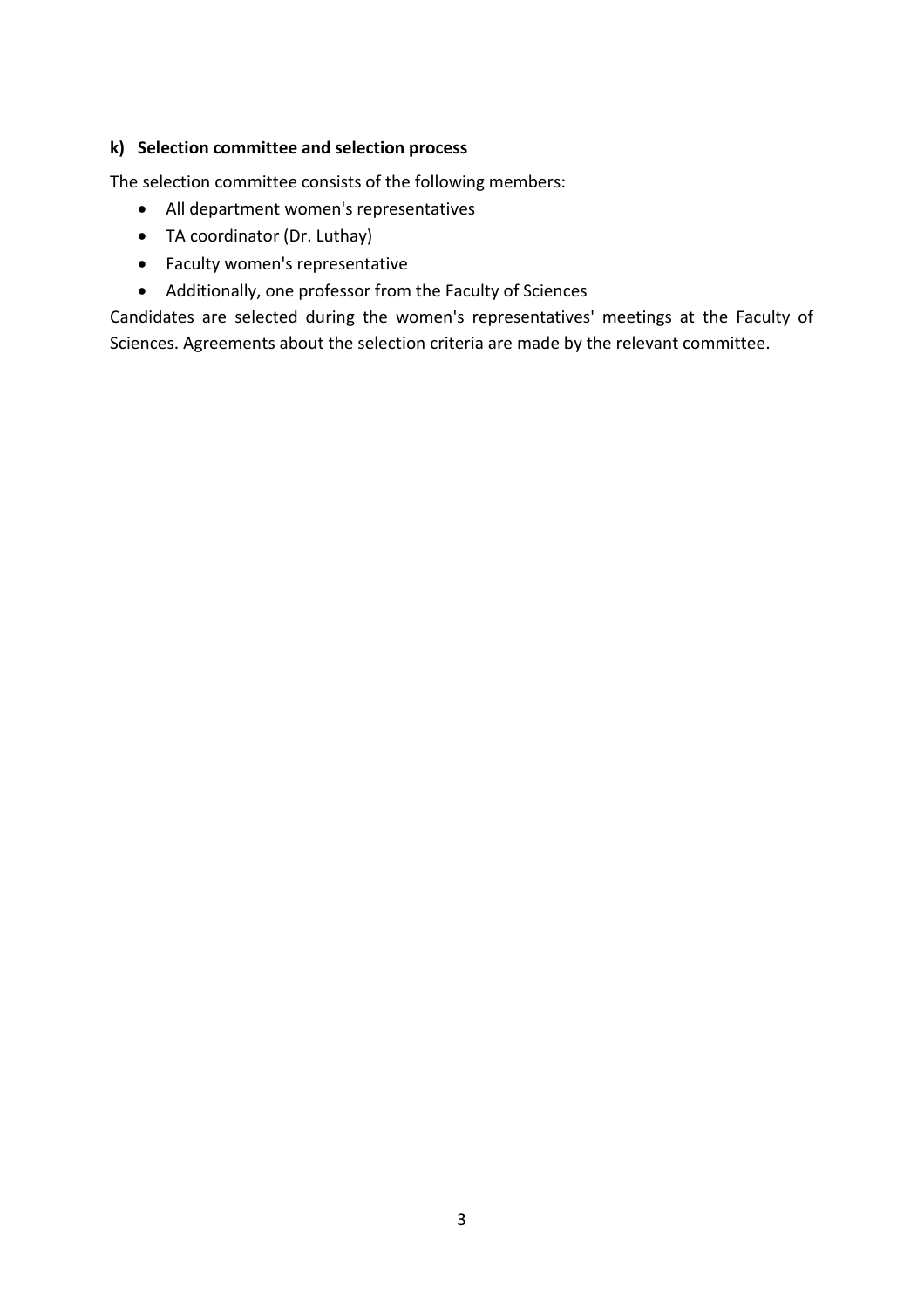#### k) Selection committee and selection process

The selection committee consists of the following members:

- All department women's representatives
- TA coordinator (Dr. Luthay)
- Faculty women's representative
- Additionally, one professor from the Faculty of Sciences

Candidates are selected during the women's representatives' meetings at the Faculty of Sciences. Agreements about the selection criteria are made by the relevant committee.